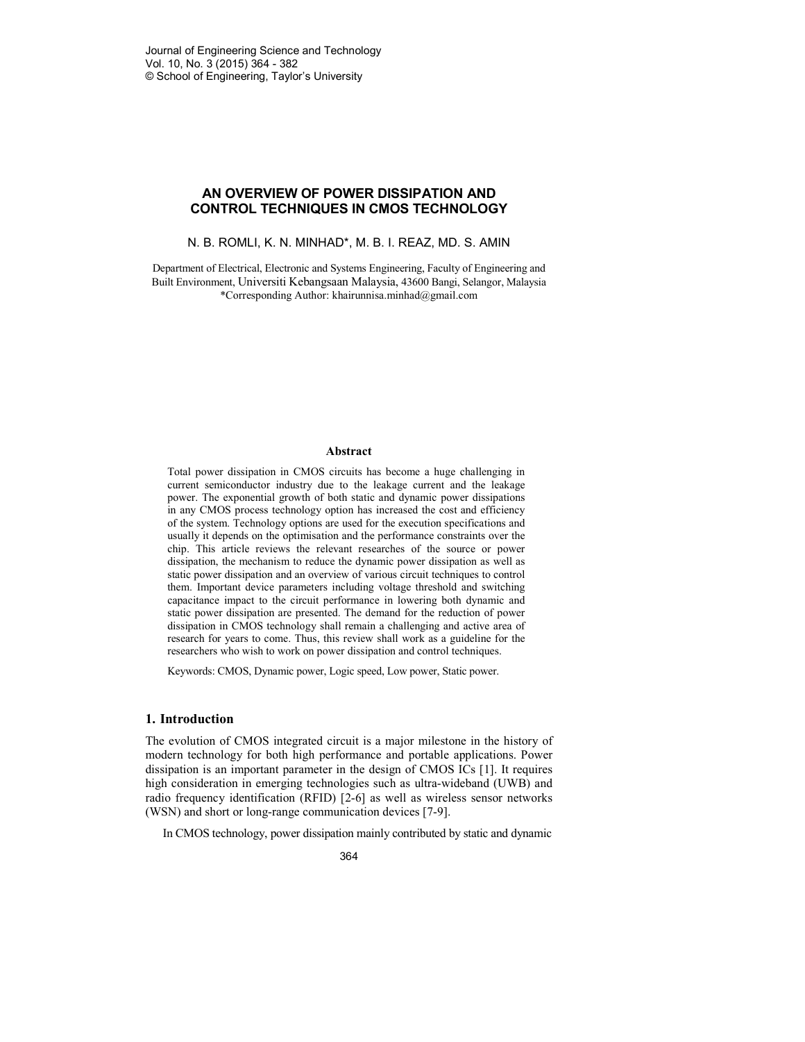# AN OVERVIEW OF POWER DISSIPATION AND CONTROL TECHNIQUES IN CMOS TECHNOLOGY

N. B. ROMLI, K. N. MINHAD*, M. B. I. REAZ, MD. S. AMIN

Department of Electrical, Electronic and Systems Engineering, Faculty of Engineering and Built Environment, Universiti Kebangsaan Malaysia, 43600 Bangi, Selangor, Malaysia
*Corresponding Author: khairunnisa.minhad@gmail.com

## Abstract

Total power dissipation in CMOS circuits has become a huge challenging in current semiconductor industry due to the leakage current and the leakage power. The exponential growth of both static and dynamic power dissipations in any CMOS process technology option has increased the cost and efficiency of the system. Technology options are used for the execution specifications and usually it depends on the optimisation and the performance constraints over the chip. This article reviews the relevant researches of the source or power dissipation, the mechanism to reduce the dynamic power dissipation as well as static power dissipation and an overview of various circuit techniques to control them. Important device parameters including voltage threshold and switching capacitance impact to the circuit performance in lowering both dynamic and static power dissipation are presented. The demand for the reduction of power dissipation in CMOS technology shall remain a challenging and active area of research for years to come. Thus, this review shall work as a guideline for the researchers who wish to work on power dissipation and control techniques.

Keywords: CMOS, Dynamic power, Logic speed, Low power, Static power.

## 1. Introduction

The evolution of CMOS integrated circuit is a major milestone in the history of modern technology for both high performance and portable applications. Power dissipation is an important parameter in the design of CMOS ICs [1]. It requires high consideration in emerging technologies such as ultra-wideband (UWB) and radio frequency identification (RFID) [2-6] as well as wireless sensor networks (WSN) and short or long-range communication devices [7-9].

In CMOS technology, power dissipation mainly contributed by static and dynamic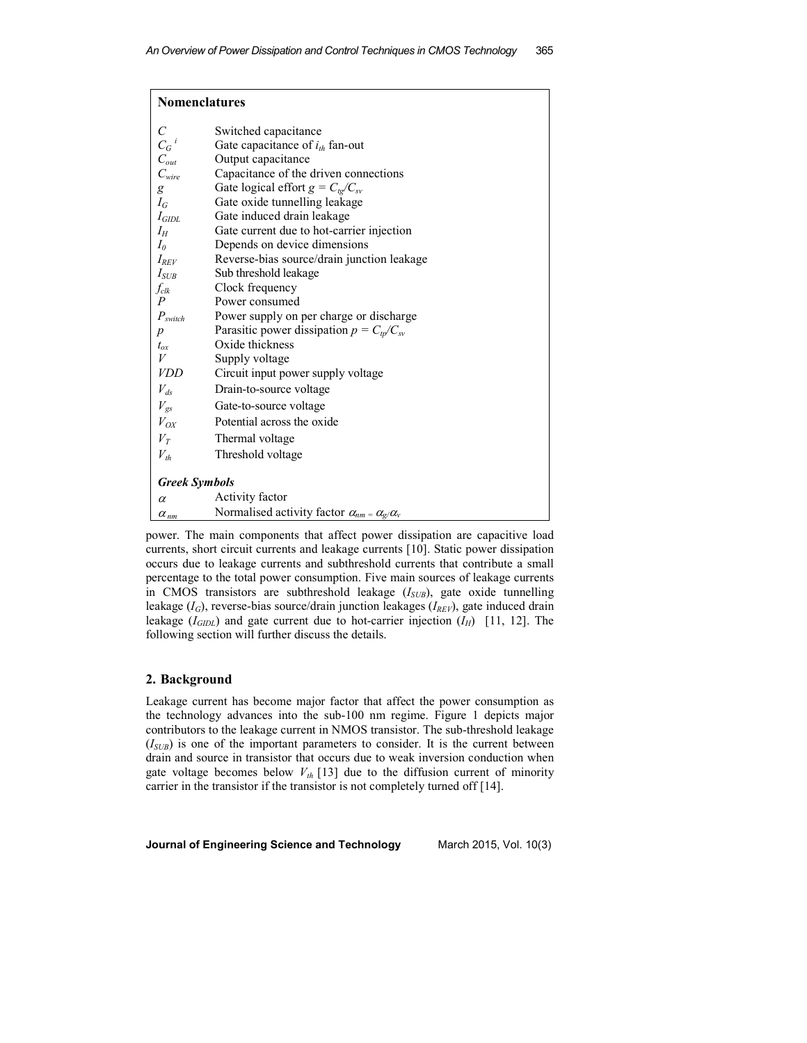## Nomenclatures

| | |
|---|---|
| $C$ | Switched capacitance |
| $C_G{}^{i}$ | Gate capacitance of $i_{th}$ fan-out |
| $C_{out}$ | Output capacitance |
| $C_{wire}$ | Capacitance of the driven connections |
| $g$ | Gate logical effort $g = C_{tg}/C_{sv}$ |
| $I_G$ | Gate oxide tunnelling leakage |
| $I_{GIDL}$ | Gate induced drain leakage |
| $I_H$ | Gate current due to hot-carrier injection |
| $I_0$ | Depends on device dimensions |
| $I_{REV}$ | Reverse-bias source/drain junction leakage |
| $I_{SUB}$ | Sub threshold leakage |
| $f_{clk}$ | Clock frequency |
| $P$ | Power consumed |
| $P_{switch}$ | Power supply on per charge or discharge |
| $p$ | Parasitic power dissipation $p = C_{tp}/C_{sv}$ |
| $t_{ox}$ | Oxide thickness |
| $V$ | Supply voltage |
| $VDD$ | Circuit input power supply voltage |
| $V_{ds}$ | Drain-to-source voltage |
| $V_{gs}$ | Gate-to-source voltage |
| $V_{OX}$ | Potential across the oxide |
| $V_T$ | Thermal voltage |
| $V_{th}$ | Threshold voltage |

### *Greek Symbols*

| | |
|---|---|
| $\alpha$ | Activity factor |
| $\alpha_{nm}$ | Normalised activity factor $\alpha_{nm} = \alpha_g/\alpha_v$ |

power. The main components that affect power dissipation are capacitive load currents, short circuit currents and leakage currents [10]. Static power dissipation occurs due to leakage currents and subthreshold currents that contribute a small percentage to the total power consumption. Five main sources of leakage currents in CMOS transistors are subthreshold leakage ($I_{SUB}$), gate oxide tunnelling leakage ($I_G$), reverse-bias source/drain junction leakages ($I_{REV}$), gate induced drain leakage ($I_{GIDL}$) and gate current due to hot-carrier injection ($I_H$) [11, 12]. The following section will further discuss the details.

## 2. Background

Leakage current has become major factor that affect the power consumption as the technology advances into the sub-100 nm regime. Figure 1 depicts major contributors to the leakage current in NMOS transistor. The sub-threshold leakage ($I_{SUB}$) is one of the important parameters to consider. It is the current between drain and source in transistor that occurs due to weak inversion conduction when gate voltage becomes below $V_{th}$ [13] due to the diffusion current of minority carrier in the transistor if the transistor is not completely turned off [14].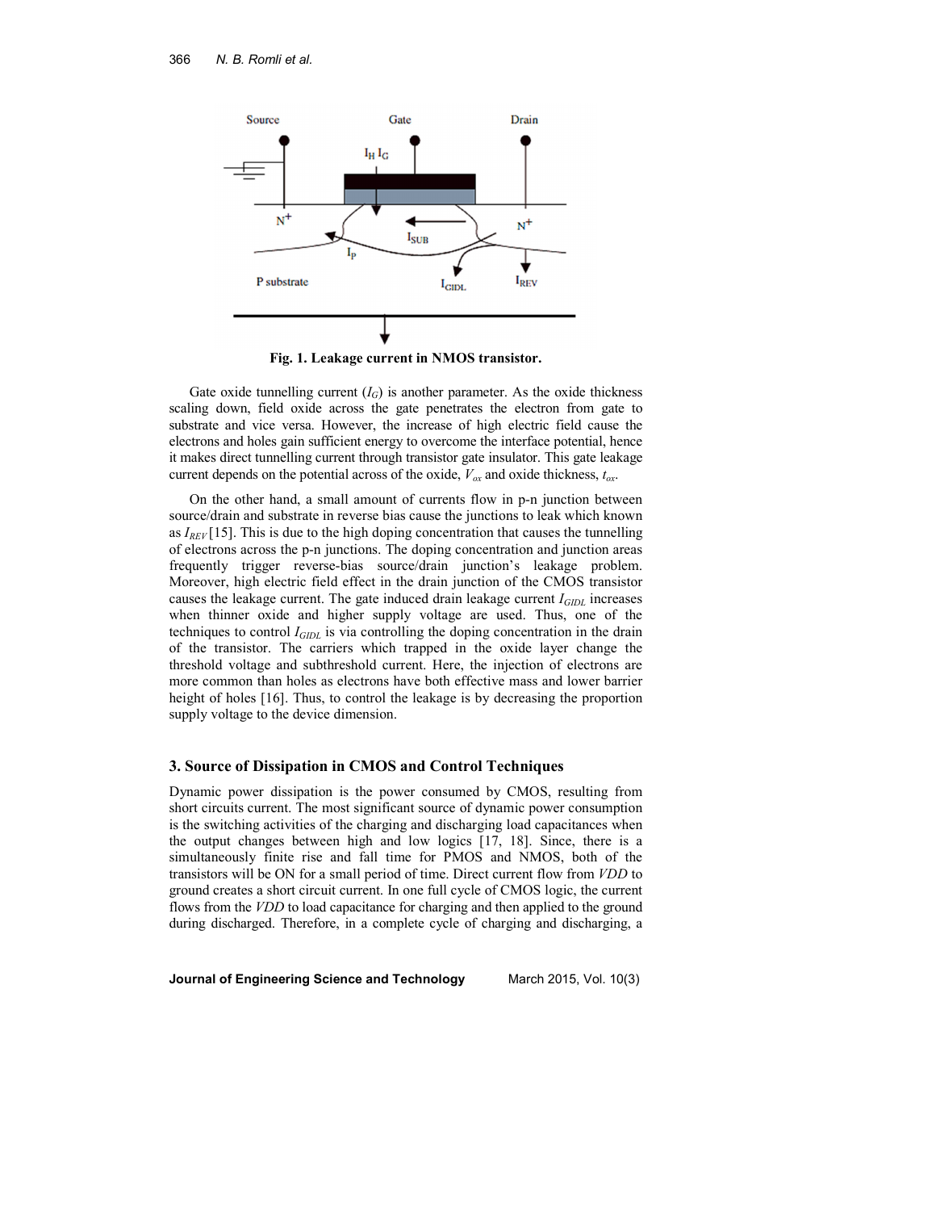Fig. 1. Leakage current in NMOS transistor.

Gate oxide tunnelling current ($I_G$) is another parameter. As the oxide thickness scaling down, field oxide across the gate penetrates the electron from gate to substrate and vice versa. However, the increase of high electric field cause the electrons and holes gain sufficient energy to overcome the interface potential, hence it makes direct tunnelling current through transistor gate insulator. This gate leakage current depends on the potential across of the oxide, $V_{ox}$ and oxide thickness, $t_{ox}$.

On the other hand, a small amount of currents flow in p-n junction between source/drain and substrate in reverse bias cause the junctions to leak which known as $I_{REV}$ [15]. This is due to the high doping concentration that causes the tunnelling of electrons across the p-n junctions. The doping concentration and junction areas frequently trigger reverse-bias source/drain junction's leakage problem. Moreover, high electric field effect in the drain junction of the CMOS transistor causes the leakage current. The gate induced drain leakage current $I_{GIDL}$ increases when thinner oxide and higher supply voltage are used. Thus, one of the techniques to control $I_{GIDL}$ is via controlling the doping concentration in the drain of the transistor. The carriers which trapped in the oxide layer change the threshold voltage and subthreshold current. Here, the injection of electrons are more common than holes as electrons have both effective mass and lower barrier height of holes [16]. Thus, to control the leakage is by decreasing the proportion supply voltage to the device dimension.

## 3. Source of Dissipation in CMOS and Control Techniques

Dynamic power dissipation is the power consumed by CMOS, resulting from short circuits current. The most significant source of dynamic power consumption is the switching activities of the charging and discharging load capacitances when the output changes between high and low logics [17, 18]. Since, there is a simultaneously finite rise and fall time for PMOS and NMOS, both of the transistors will be ON for a small period of time. Direct current flow from *VDD* to ground creates a short circuit current. In one full cycle of CMOS logic, the current flows from the *VDD* to load capacitance for charging and then applied to the ground during discharged. Therefore, in a complete cycle of charging and discharging, a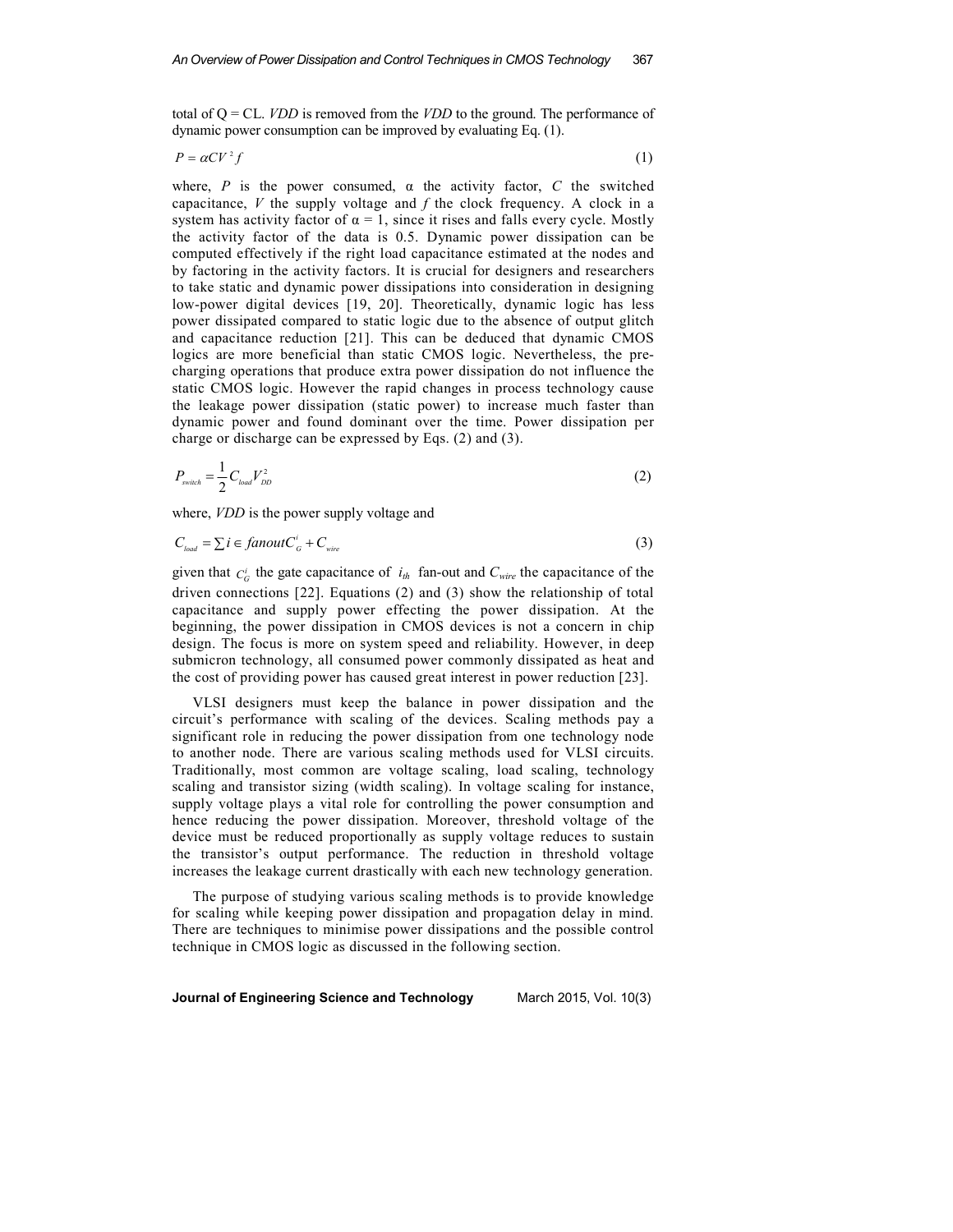total of Q = CL. *VDD* is removed from the *VDD* to the ground. The performance of dynamic power consumption can be improved by evaluating Eq. (1).

$$P = \alpha C V^2 f \tag{1}$$

where, $P$ is the power consumed, α the activity factor, $C$ the switched capacitance, $V$ the supply voltage and $f$ the clock frequency. A clock in a system has activity factor of α = 1, since it rises and falls every cycle. Mostly the activity factor of the data is 0.5. Dynamic power dissipation can be computed effectively if the right load capacitance estimated at the nodes and by factoring in the activity factors. It is crucial for designers and researchers to take static and dynamic power dissipations into consideration in designing low-power digital devices [19, 20]. Theoretically, dynamic logic has less power dissipated compared to static logic due to the absence of output glitch and capacitance reduction [21]. This can be deduced that dynamic CMOS logics are more beneficial than static CMOS logic. Nevertheless, the pre-charging operations that produce extra power dissipation do not influence the static CMOS logic. However the rapid changes in process technology cause the leakage power dissipation (static power) to increase much faster than dynamic power and found dominant over the time. Power dissipation per charge or discharge can be expressed by Eqs. (2) and (3).

$$P_{switch} = \frac{1}{2} C_{load} V_{DD}^2 \tag{2}$$

where, *VDD* is the power supply voltage and

$$C_{load} = \sum i \in fanout C_G^i + C_{wire} \tag{3}$$

given that $C_G^i$ the gate capacitance of $i_{th}$ fan-out and $C_{wire}$ the capacitance of the driven connections [22]. Equations (2) and (3) show the relationship of total capacitance and supply power effecting the power dissipation. At the beginning, the power dissipation in CMOS devices is not a concern in chip design. The focus is more on system speed and reliability. However, in deep submicron technology, all consumed power commonly dissipated as heat and the cost of providing power has caused great interest in power reduction [23].

VLSI designers must keep the balance in power dissipation and the circuit's performance with scaling of the devices. Scaling methods pay a significant role in reducing the power dissipation from one technology node to another node. There are various scaling methods used for VLSI circuits. Traditionally, most common are voltage scaling, load scaling, technology scaling and transistor sizing (width scaling). In voltage scaling for instance, supply voltage plays a vital role for controlling the power consumption and hence reducing the power dissipation. Moreover, threshold voltage of the device must be reduced proportionally as supply voltage reduces to sustain the transistor's output performance. The reduction in threshold voltage increases the leakage current drastically with each new technology generation.

The purpose of studying various scaling methods is to provide knowledge for scaling while keeping power dissipation and propagation delay in mind. There are techniques to minimise power dissipations and the possible control technique in CMOS logic as discussed in the following section.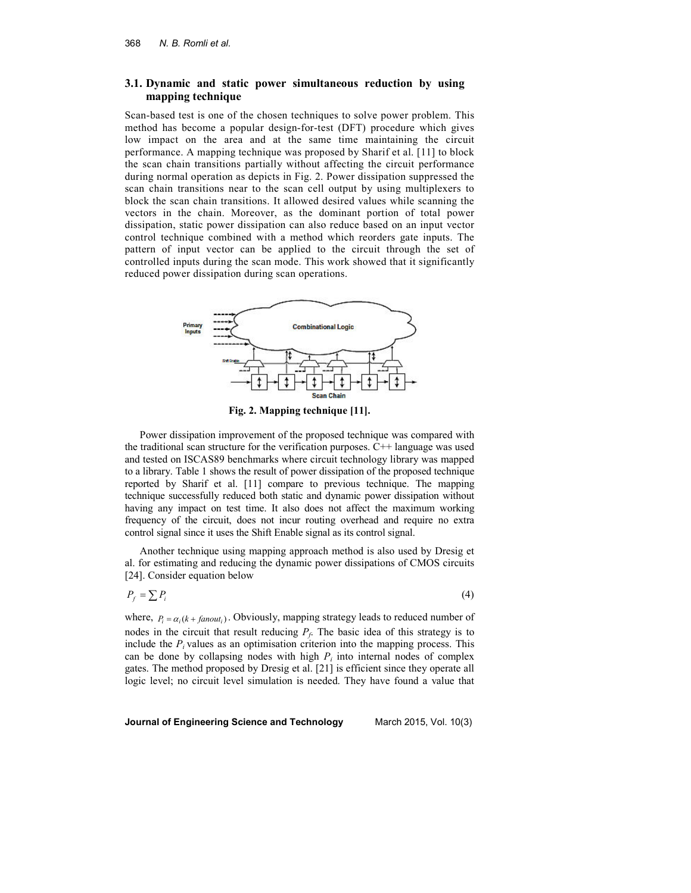### 3.1. Dynamic and static power simultaneous reduction by using mapping technique

Scan-based test is one of the chosen techniques to solve power problem. This method has become a popular design-for-test (DFT) procedure which gives low impact on the area and at the same time maintaining the circuit performance. A mapping technique was proposed by Sharif et al. [11] to block the scan chain transitions partially without affecting the circuit performance during normal operation as depicts in Fig. 2. Power dissipation suppressed the scan chain transitions near to the scan cell output by using multiplexers to block the scan chain transitions. It allowed desired values while scanning the vectors in the chain. Moreover, as the dominant portion of total power dissipation, static power dissipation can also reduce based on an input vector control technique combined with a method which reorders gate inputs. The pattern of input vector can be applied to the circuit through the set of controlled inputs during the scan mode. This work showed that it significantly reduced power dissipation during scan operations.

**Fig. 2. Mapping technique [11].**

Power dissipation improvement of the proposed technique was compared with the traditional scan structure for the verification purposes. C++ language was used and tested on ISCAS89 benchmarks where circuit technology library was mapped to a library. Table 1 shows the result of power dissipation of the proposed technique reported by Sharif et al. [11] compare to previous technique. The mapping technique successfully reduced both static and dynamic power dissipation without having any impact on test time. It also does not affect the maximum working frequency of the circuit, does not incur routing overhead and require no extra control signal since it uses the Shift Enable signal as its control signal.

Another technique using mapping approach method is also used by Dresig et al. for estimating and reducing the dynamic power dissipations of CMOS circuits [24]. Consider equation below

$$P_f = \sum P_i \tag{4}$$

where, $P_i = \alpha_i(k + fanout_i)$. Obviously, mapping strategy leads to reduced number of nodes in the circuit that result reducing $P_f$. The basic idea of this strategy is to include the $P_i$ values as an optimisation criterion into the mapping process. This can be done by collapsing nodes with high $P_i$ into internal nodes of complex gates. The method proposed by Dresig et al. [21] is efficient since they operate all logic level; no circuit level simulation is needed. They have found a value that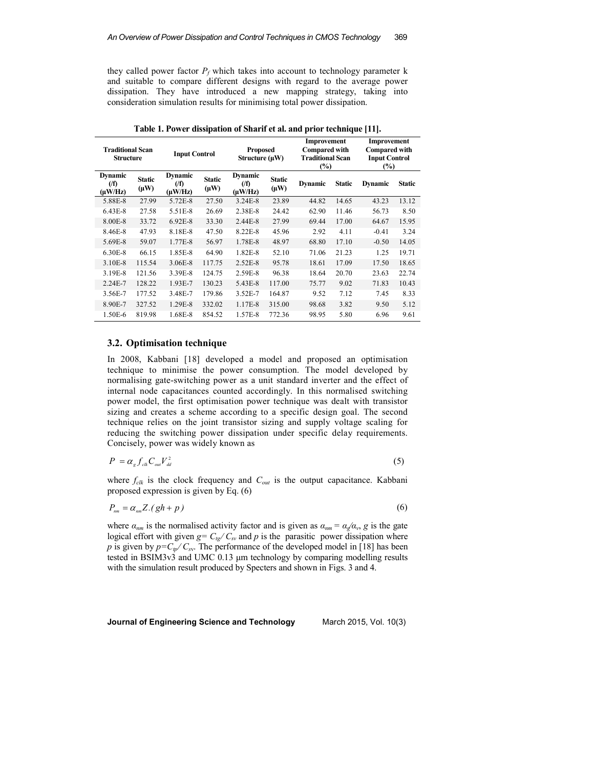they called power factor $P_f$ which takes into account to technology parameter k and suitable to compare different designs with regard to the average power dissipation. They have introduced a new mapping strategy, taking into consideration simulation results for minimising total power dissipation.

**Table 1. Power dissipation of Sharif et al. and prior technique [11].**

| Traditional Scan Structure | | Input Control | | Proposed Structure (μW) | | Improvement Compared with Traditional Scan (%) | | Improvement Compared with Input Control (%) | |
|---|---|---|---|---|---|---|---|---|---|
| Dynamic (/f) (μW/Hz) | Static (μW) | Dynamic (/f) (μW/Hz) | Static (μW) | Dynamic (/f) (μW/Hz) | Static (μW) | Dynamic | Static | Dynamic | Static |
| 5.88E-8 | 27.99 | 5.72E-8 | 27.50 | 3.24E-8 | 23.89 | 44.82 | 14.65 | 43.23 | 13.12 |
| 6.43E-8 | 27.58 | 5.51E-8 | 26.69 | 2.38E-8 | 24.42 | 62.90 | 11.46 | 56.73 | 8.50 |
| 8.00E-8 | 33.72 | 6.92E-8 | 33.30 | 2.44E-8 | 27.99 | 69.44 | 17.00 | 64.67 | 15.95 |
| 8.46E-8 | 47.93 | 8.18E-8 | 47.50 | 8.22E-8 | 45.96 | 2.92 | 4.11 | -0.41 | 3.24 |
| 5.69E-8 | 59.07 | 1.77E-8 | 56.97 | 1.78E-8 | 48.97 | 68.80 | 17.10 | -0.50 | 14.05 |
| 6.30E-8 | 66.15 | 1.85E-8 | 64.90 | 1.82E-8 | 52.10 | 71.06 | 21.23 | 1.25 | 19.71 |
| 3.10E-8 | 115.54 | 3.06E-8 | 117.75 | 2.52E-8 | 95.78 | 18.61 | 17.09 | 17.50 | 18.65 |
| 3.19E-8 | 121.56 | 3.39E-8 | 124.75 | 2.59E-8 | 96.38 | 18.64 | 20.70 | 23.63 | 22.74 |
| 2.24E-7 | 128.22 | 1.93E-7 | 130.23 | 5.43E-8 | 117.00 | 75.77 | 9.02 | 71.83 | 10.43 |
| 3.56E-7 | 177.52 | 3.48E-7 | 179.86 | 3.52E-7 | 164.87 | 9.52 | 7.12 | 7.45 | 8.33 |
| 8.90E-7 | 327.52 | 1.29E-8 | 332.02 | 1.17E-8 | 315.00 | 98.68 | 3.82 | 9.50 | 5.12 |
| 1.50E-6 | 819.98 | 1.68E-8 | 854.52 | 1.57E-8 | 772.36 | 98.95 | 5.80 | 6.96 | 9.61 |

### 3.2. Optimisation technique

In 2008, Kabbani [18] developed a model and proposed an optimisation technique to minimise the power consumption. The model developed by normalising gate-switching power as a unit standard inverter and the effect of internal node capacitances counted accordingly. In this normalised switching power model, the first optimisation power technique was dealt with transistor sizing and creates a scheme according to a specific design goal. The second technique relies on the joint transistor sizing and supply voltage scaling for reducing the switching power dissipation under specific delay requirements. Concisely, power was widely known as

$$P = \alpha_g f_{clk} C_{out} V_{dd}^2 \tag{5}$$

where $f_{clk}$ is the clock frequency and $C_{out}$ is the output capacitance. Kabbani proposed expression is given by Eq. (6)

$$P_{nm} = \alpha_{nm} Z.(gh + p) \tag{6}$$

where $\alpha_{nm}$ is the normalised activity factor and is given as $\alpha_{nm} = \alpha_g/\alpha_v$, $g$ is the gate logical effort with given $g = C_{tg}/C_{sv}$ and $p$ is the parasitic power dissipation where $p$ is given by $p = C_{tp}/C_{sv}$. The performance of the developed model in [18] has been tested in BSIM3v3 and UMC 0.13 μm technology by comparing modelling results with the simulation result produced by Specters and shown in Figs. 3 and 4.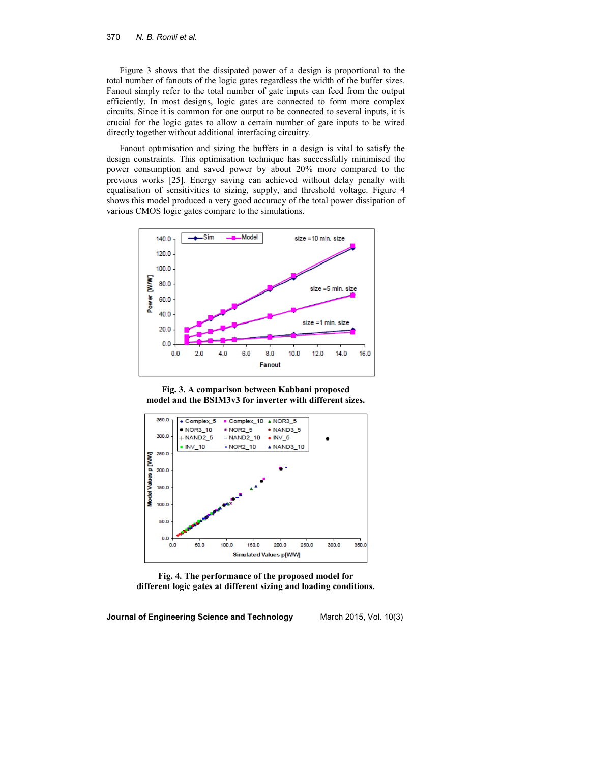Figure 3 shows that the dissipated power of a design is proportional to the total number of fanouts of the logic gates regardless the width of the buffer sizes. Fanout simply refer to the total number of gate inputs can feed from the output efficiently. In most designs, logic gates are connected to form more complex circuits. Since it is common for one output to be connected to several inputs, it is crucial for the logic gates to allow a certain number of gate inputs to be wired directly together without additional interfacing circuitry.

Fanout optimisation and sizing the buffers in a design is vital to satisfy the design constraints. This optimisation technique has successfully minimised the power consumption and saved power by about 20% more compared to the previous works [25]. Energy saving can achieved without delay penalty with equalisation of sensitivities to sizing, supply, and threshold voltage. Figure 4 shows this model produced a very good accuracy of the total power dissipation of various CMOS logic gates compare to the simulations.

**Fig. 3. A comparison between Kabbani proposed model and the BSIM3v3 for inverter with different sizes.**

**Fig. 4. The performance of the proposed model for different logic gates at different sizing and loading conditions.**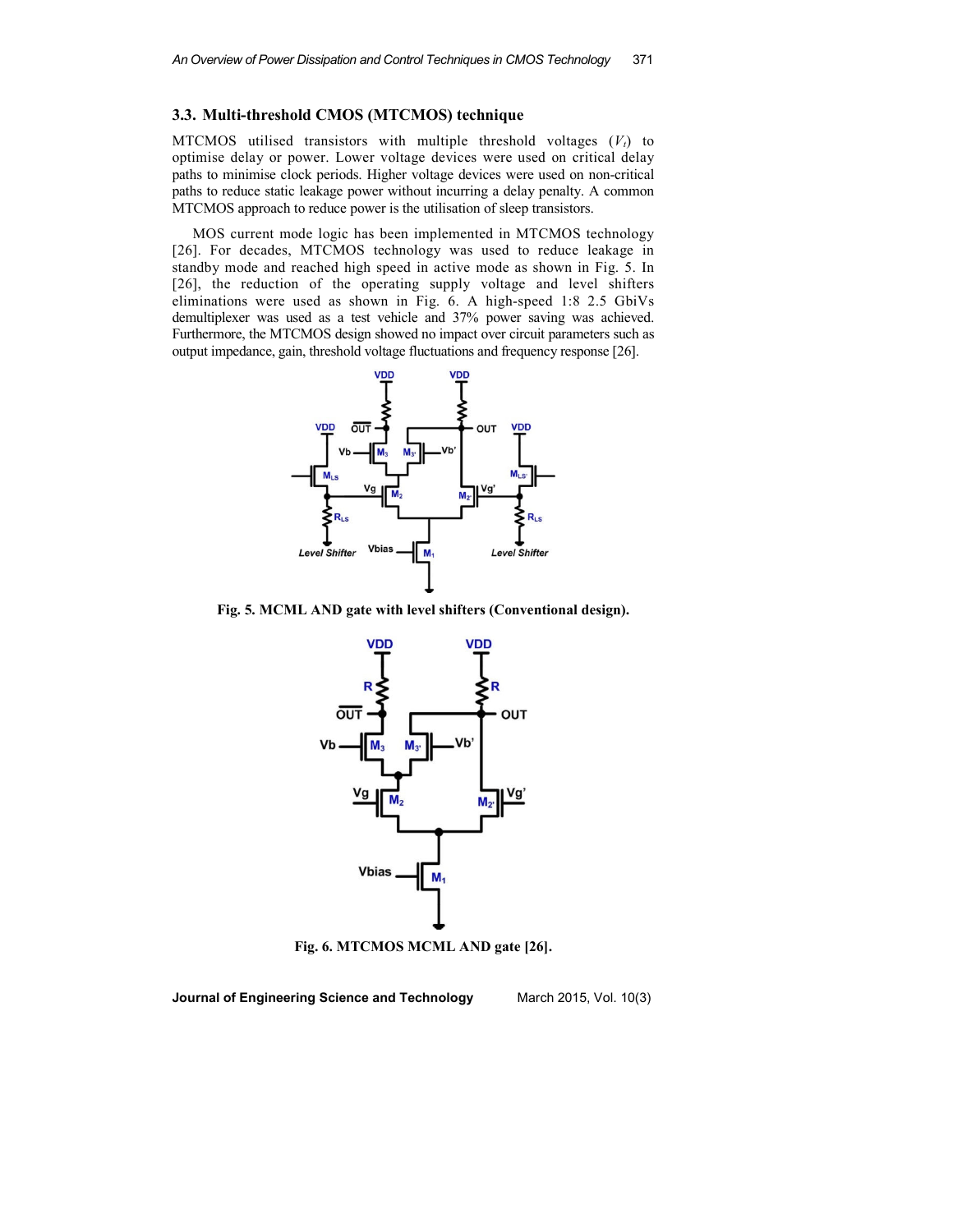### 3.3. Multi-threshold CMOS (MTCMOS) technique

MTCMOS utilised transistors with multiple threshold voltages ($V_t$) to optimise delay or power. Lower voltage devices were used on critical delay paths to minimise clock periods. Higher voltage devices were used on non-critical paths to reduce static leakage power without incurring a delay penalty. A common MTCMOS approach to reduce power is the utilisation of sleep transistors.

MOS current mode logic has been implemented in MTCMOS technology [26]. For decades, MTCMOS technology was used to reduce leakage in standby mode and reached high speed in active mode as shown in Fig. 5. In [26], the reduction of the operating supply voltage and level shifters eliminations were used as shown in Fig. 6. A high-speed 1:8 2.5 GbiVs demultiplexer was used as a test vehicle and 37% power saving was achieved. Furthermore, the MTCMOS design showed no impact over circuit parameters such as output impedance, gain, threshold voltage fluctuations and frequency response [26].

**Fig. 5. MCML AND gate with level shifters (Conventional design).**

**Fig. 6. MTCMOS MCML AND gate [26].**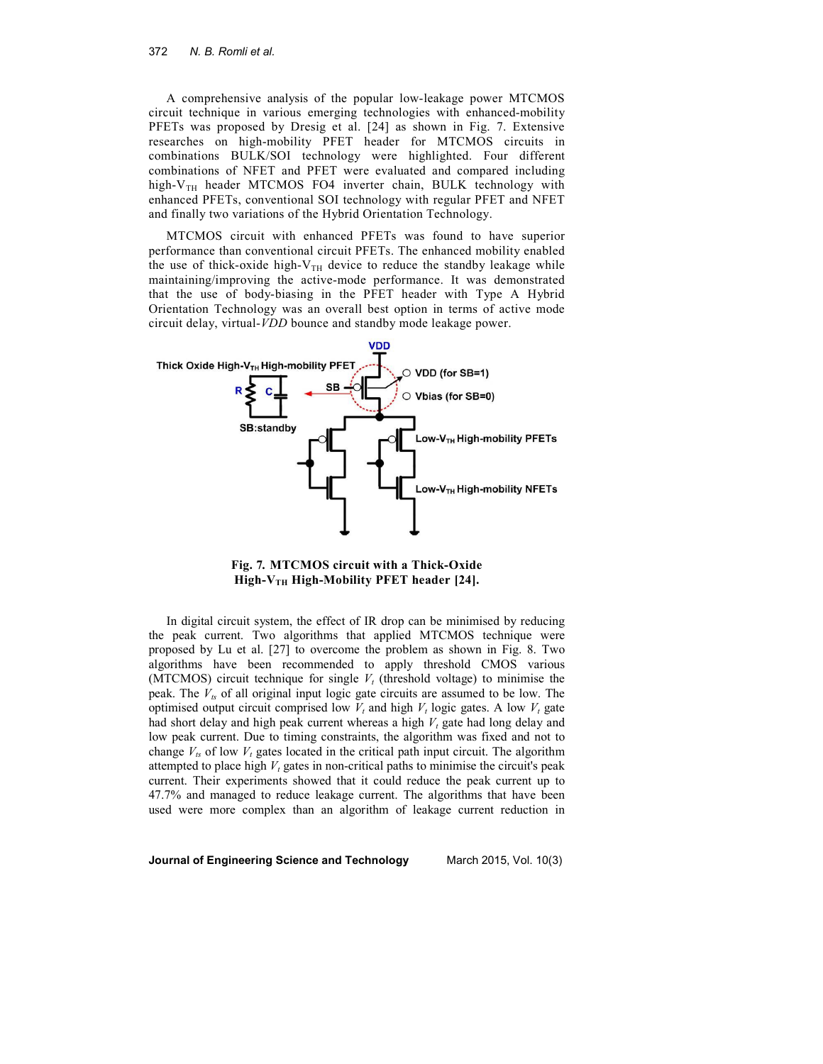A comprehensive analysis of the popular low-leakage power MTCMOS circuit technique in various emerging technologies with enhanced-mobility PFETs was proposed by Dresig et al. [24] as shown in Fig. 7. Extensive researches on high-mobility PFET header for MTCMOS circuits in combinations BULK/SOI technology were highlighted. Four different combinations of NFET and PFET were evaluated and compared including high-$V_{TH}$ header MTCMOS FO4 inverter chain, BULK technology with enhanced PFETs, conventional SOI technology with regular PFET and NFET and finally two variations of the Hybrid Orientation Technology.

MTCMOS circuit with enhanced PFETs was found to have superior performance than conventional circuit PFETs. The enhanced mobility enabled the use of thick-oxide high-$V_{TH}$ device to reduce the standby leakage while maintaining/improving the active-mode performance. It was demonstrated that the use of body-biasing in the PFET header with Type A Hybrid Orientation Technology was an overall best option in terms of active mode circuit delay, virtual-*VDD* bounce and standby mode leakage power.

**Fig. 7. MTCMOS circuit with a Thick-Oxide High-$V_{TH}$ High-Mobility PFET header [24].**

In digital circuit system, the effect of IR drop can be minimised by reducing the peak current. Two algorithms that applied MTCMOS technique were proposed by Lu et al. [27] to overcome the problem as shown in Fig. 8. Two algorithms have been recommended to apply threshold CMOS various (MTCMOS) circuit technique for single $V_t$ (threshold voltage) to minimise the peak. The $V_{ts}$ of all original input logic gate circuits are assumed to be low. The optimised output circuit comprised low $V_t$ and high $V_t$ logic gates. A low $V_t$ gate had short delay and high peak current whereas a high $V_t$ gate had long delay and low peak current. Due to timing constraints, the algorithm was fixed and not to change $V_{ts}$ of low $V_t$ gates located in the critical path input circuit. The algorithm attempted to place high $V_t$ gates in non-critical paths to minimise the circuit's peak current. Their experiments showed that it could reduce the peak current up to 47.7% and managed to reduce leakage current. The algorithms that have been used were more complex than an algorithm of leakage current reduction in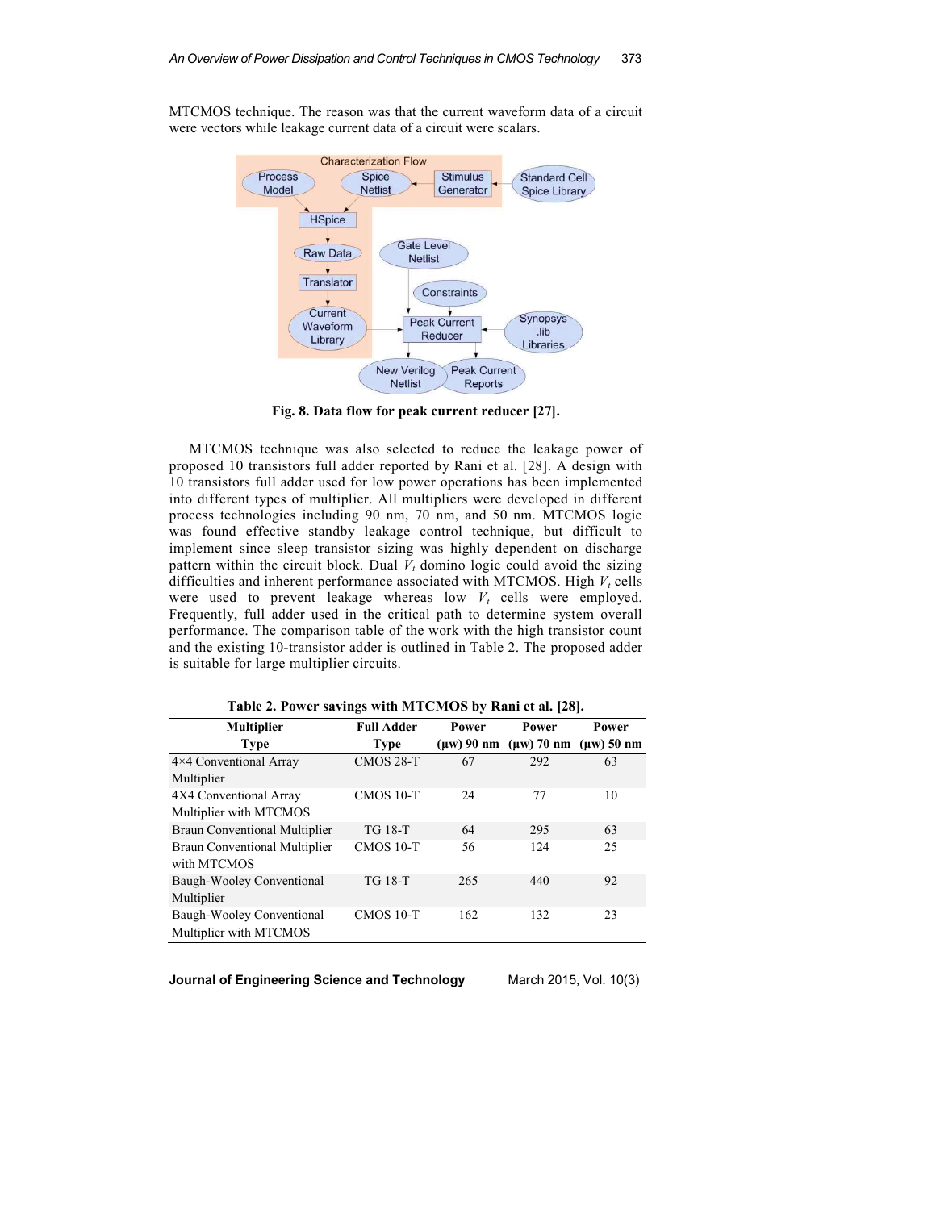MTCMOS technique. The reason was that the current waveform data of a circuit were vectors while leakage current data of a circuit were scalars.

Fig. 8. Data flow for peak current reducer [27].

MTCMOS technique was also selected to reduce the leakage power of proposed 10 transistors full adder reported by Rani et al. [28]. A design with 10 transistors full adder used for low power operations has been implemented into different types of multiplier. All multipliers were developed in different process technologies including 90 nm, 70 nm, and 50 nm. MTCMOS logic was found effective standby leakage control technique, but difficult to implement since sleep transistor sizing was highly dependent on discharge pattern within the circuit block. Dual $V_t$ domino logic could avoid the sizing difficulties and inherent performance associated with MTCMOS. High $V_t$ cells were used to prevent leakage whereas low $V_t$ cells were employed. Frequently, full adder used in the critical path to determine system overall performance. The comparison table of the work with the high transistor count and the existing 10-transistor adder is outlined in Table 2. The proposed adder is suitable for large multiplier circuits.

**Table 2. Power savings with MTCMOS by Rani et al. [28].**

| Multiplier Type | Full Adder Type | Power (μw) 90 nm | Power (μw) 70 nm | Power (μw) 50 nm |
| --- | --- | --- | --- | --- |
| 4×4 Conventional Array Multiplier | CMOS 28-T | 67 | 292 | 63 |
| 4X4 Conventional Array Multiplier with MTCMOS | CMOS 10-T | 24 | 77 | 10 |
| Braun Conventional Multiplier | TG 18-T | 64 | 295 | 63 |
| Braun Conventional Multiplier with MTCMOS | CMOS 10-T | 56 | 124 | 25 |
| Baugh-Wooley Conventional Multiplier | TG 18-T | 265 | 440 | 92 |
| Baugh-Wooley Conventional Multiplier with MTCMOS | CMOS 10-T | 162 | 132 | 23 |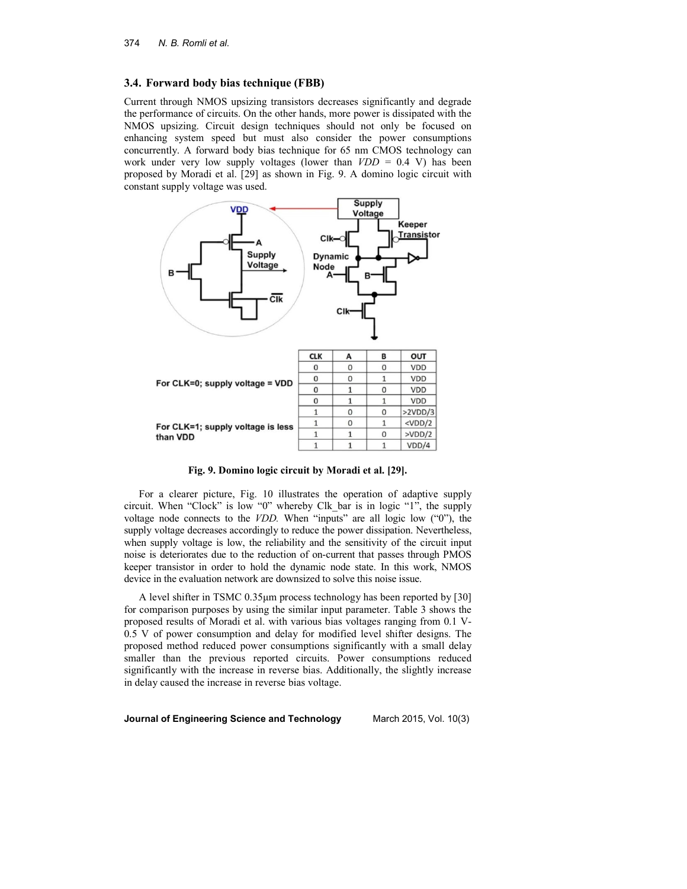### 3.4. Forward body bias technique (FBB)

Current through NMOS upsizing transistors decreases significantly and degrade the performance of circuits. On the other hands, more power is dissipated with the NMOS upsizing. Circuit design techniques should not only be focused on enhancing system speed but must also consider the power consumptions concurrently. A forward body bias technique for 65 nm CMOS technology can work under very low supply voltages (lower than *VDD* = 0.4 V) has been proposed by Moradi et al. [29] as shown in Fig. 9. A domino logic circuit with constant supply voltage was used.

| | CLK | A | B | OUT |
|---|---|---|---|---|
| For CLK=0; supply voltage = VDD | 0 | 0 | 0 | VDD |
| | 0 | 0 | 1 | VDD |
| | 0 | 1 | 0 | VDD |
| | 0 | 1 | 1 | VDD |
| For CLK=1; supply voltage is less than VDD | 1 | 0 | 0 | >2VDD/3 |
| | 1 | 0 | 1 | <VDD/2 |
| | 1 | 1 | 0 | >VDD/2 |
| | 1 | 1 | 1 | VDD/4 |

**Fig. 9. Domino logic circuit by Moradi et al. [29].**

For a clearer picture, Fig. 10 illustrates the operation of adaptive supply circuit. When "Clock" is low "0" whereby Clk_bar is in logic "1", the supply voltage node connects to the *VDD.* When "inputs" are all logic low ("0"), the supply voltage decreases accordingly to reduce the power dissipation. Nevertheless, when supply voltage is low, the reliability and the sensitivity of the circuit input noise is deteriorates due to the reduction of on-current that passes through PMOS keeper transistor in order to hold the dynamic node state. In this work, NMOS device in the evaluation network are downsized to solve this noise issue.

A level shifter in TSMC 0.35μm process technology has been reported by [30] for comparison purposes by using the similar input parameter. Table 3 shows the proposed results of Moradi et al. with various bias voltages ranging from 0.1 V-0.5 V of power consumption and delay for modified level shifter designs. The proposed method reduced power consumptions significantly with a small delay smaller than the previous reported circuits. Power consumptions reduced significantly with the increase in reverse bias. Additionally, the slightly increase in delay caused the increase in reverse bias voltage.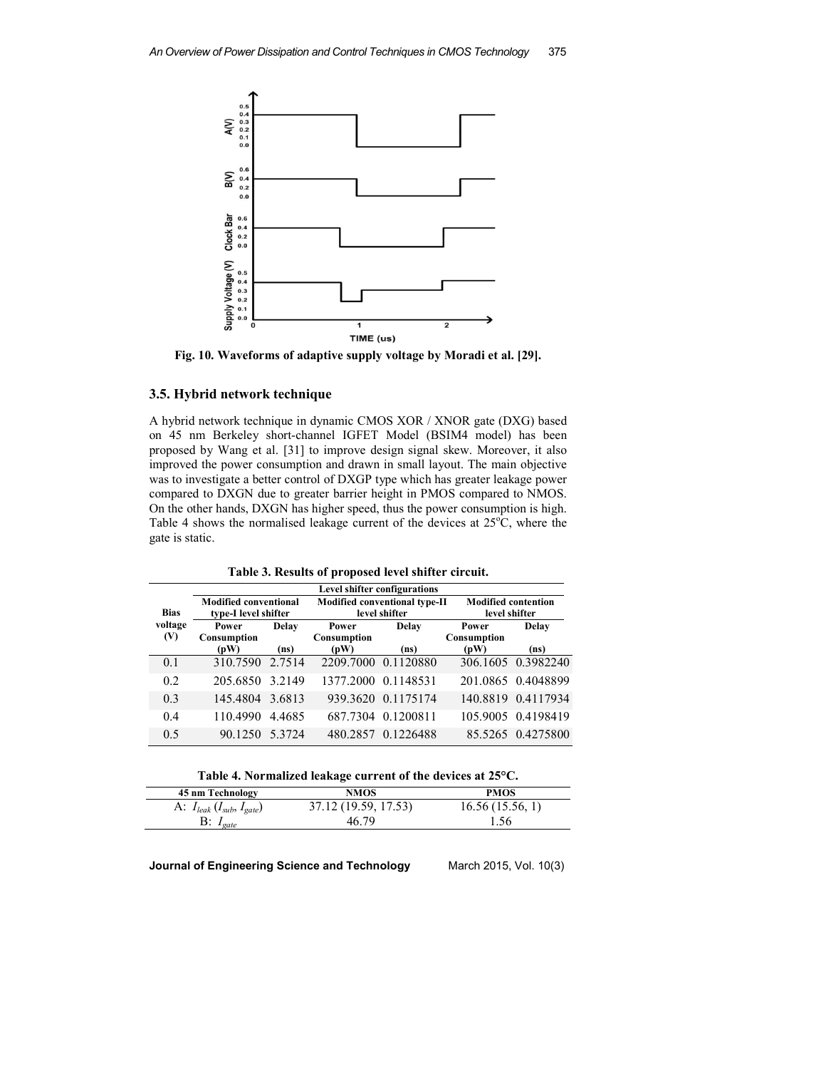Fig. 10. Waveforms of adaptive supply voltage by Moradi et al. [29].

### 3.5. Hybrid network technique

A hybrid network technique in dynamic CMOS XOR / XNOR gate (DXG) based on 45 nm Berkeley short-channel IGFET Model (BSIM4 model) has been proposed by Wang et al. [31] to improve design signal skew. Moreover, it also improved the power consumption and drawn in small layout. The main objective was to investigate a better control of DXGP type which has greater leakage power compared to DXGN due to greater barrier height in PMOS compared to NMOS. On the other hands, DXGN has higher speed, thus the power consumption is high. Table 4 shows the normalised leakage current of the devices at 25°C, where the gate is static.

**Table 3. Results of proposed level shifter circuit.**

| Bias voltage (V) | Level shifter configurations | | | | | |
|---|---|---|---|---|---|---|
| | Modified conventional type-I level shifter | | Modified conventional type-II level shifter | | Modified contention level shifter | |
| | Power Consumption (pW) | Delay (ns) | Power Consumption (pW) | Delay (ns) | Power Consumption (pW) | Delay (ns) |
| 0.1 | 310.7590 | 2.7514 | 2209.7000 | 0.1120880 | 306.1605 | 0.3982240 |
| 0.2 | 205.6850 | 3.2149 | 1377.2000 | 0.1148531 | 201.0865 | 0.4048899 |
| 0.3 | 145.4804 | 3.6813 | 939.3620 | 0.1175174 | 140.8819 | 0.4117934 |
| 0.4 | 110.4990 | 4.4685 | 687.7304 | 0.1200811 | 105.9005 | 0.4198419 |
| 0.5 | 90.1250 | 5.3724 | 480.2857 | 0.1226488 | 85.5265 | 0.4275800 |

**Table 4. Normalized leakage current of the devices at 25°C.**

| 45 nm Technology | NMOS | PMOS |
|---|---|---|
| A: $I_{leak}$ ($I_{sub}$, $I_{gate}$) | 37.12 (19.59, 17.53) | 16.56 (15.56, 1) |
| B: $I_{gate}$ | 46.79 | 1.56 |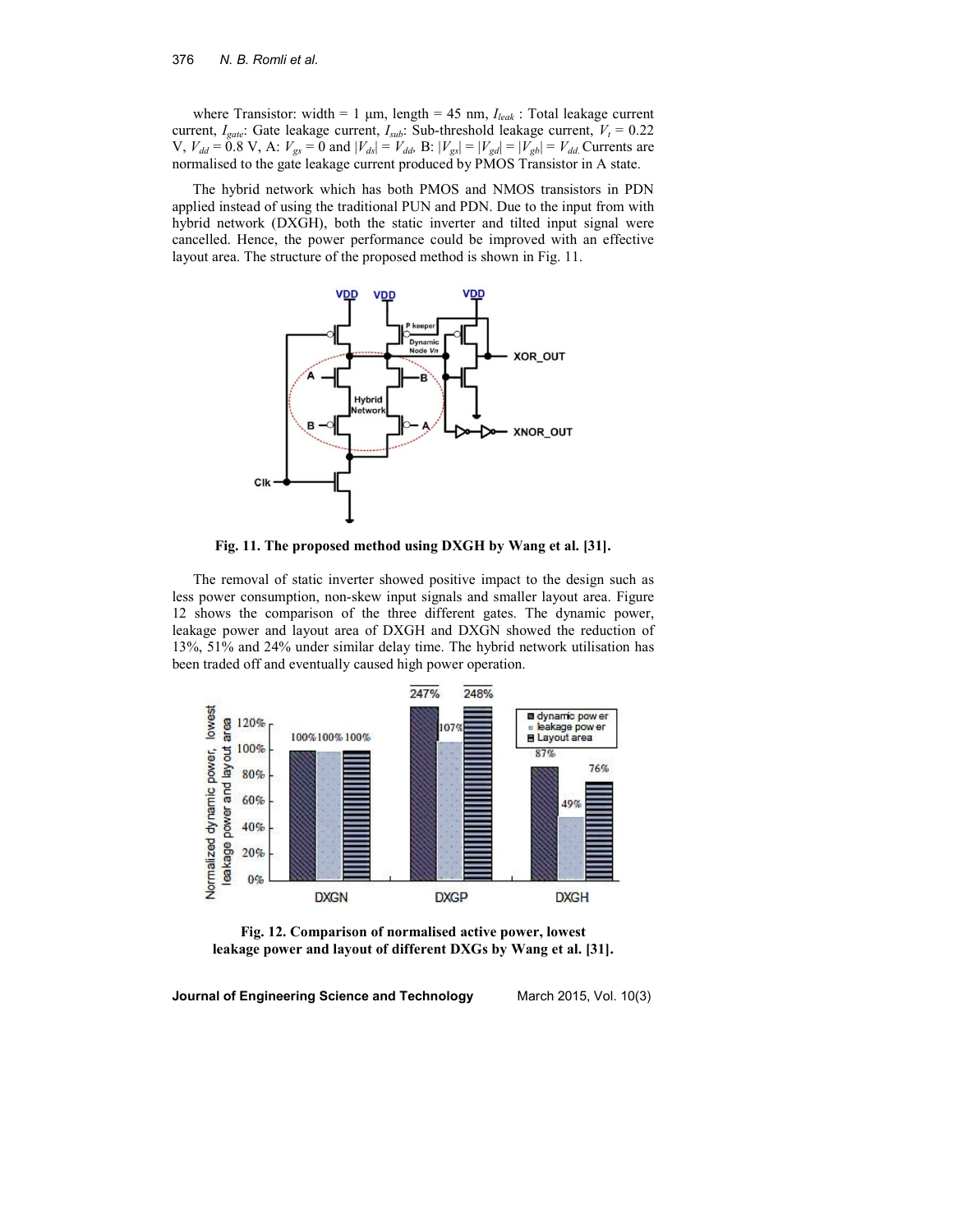where Transistor: width = 1 µm, length = 45 nm, $I_{leak}$ : Total leakage current current, $I_{gate}$: Gate leakage current, $I_{sub}$: Sub-threshold leakage current, $V_t$ = 0.22 V, $V_{dd}$ = 0.8 V, A: $V_{gs}$ = 0 and $|V_{ds}| = V_{dd}$, B: $|V_{gs}| = |V_{gd}| = |V_{gb}| = V_{dd}$. Currents are normalised to the gate leakage current produced by PMOS Transistor in A state.

The hybrid network which has both PMOS and NMOS transistors in PDN applied instead of using the traditional PUN and PDN. Due to the input from with hybrid network (DXGH), both the static inverter and tilted input signal were cancelled. Hence, the power performance could be improved with an effective layout area. The structure of the proposed method is shown in Fig. 11.

**Fig. 11. The proposed method using DXGH by Wang et al. [31].**

The removal of static inverter showed positive impact to the design such as less power consumption, non-skew input signals and smaller layout area. Figure 12 shows the comparison of the three different gates. The dynamic power, leakage power and layout area of DXGH and DXGN showed the reduction of 13%, 51% and 24% under similar delay time. The hybrid network utilisation has been traded off and eventually caused high power operation.

**Fig. 12. Comparison of normalised active power, lowest leakage power and layout of different DXGs by Wang et al. [31].**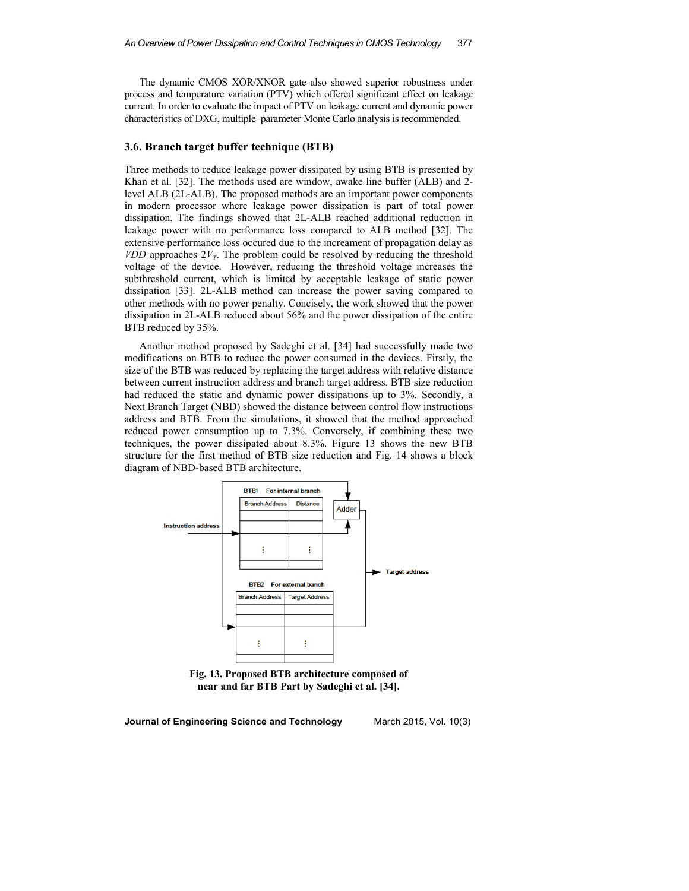The dynamic CMOS XOR/XNOR gate also showed superior robustness under process and temperature variation (PTV) which offered significant effect on leakage current. In order to evaluate the impact of PTV on leakage current and dynamic power characteristics of DXG, multiple–parameter Monte Carlo analysis is recommended.

### 3.6. Branch target buffer technique (BTB)

Three methods to reduce leakage power dissipated by using BTB is presented by Khan et al. [32]. The methods used are window, awake line buffer (ALB) and 2-level ALB (2L-ALB). The proposed methods are an important power components in modern processor where leakage power dissipation is part of total power dissipation. The findings showed that 2L-ALB reached additional reduction in leakage power with no performance loss compared to ALB method [32]. The extensive performance loss occured due to the increament of propagation delay as $VDD$ approaches $2V_T$. The problem could be resolved by reducing the threshold voltage of the device. However, reducing the threshold voltage increases the subthreshold current, which is limited by acceptable leakage of static power dissipation [33]. 2L-ALB method can increase the power saving compared to other methods with no power penalty. Concisely, the work showed that the power dissipation in 2L-ALB reduced about 56% and the power dissipation of the entire BTB reduced by 35%.

Another method proposed by Sadeghi et al. [34] had successfully made two modifications on BTB to reduce the power consumed in the devices. Firstly, the size of the BTB was reduced by replacing the target address with relative distance between current instruction address and branch target address. BTB size reduction had reduced the static and dynamic power dissipations up to 3%. Secondly, a Next Branch Target (NBD) showed the distance between control flow instructions address and BTB. From the simulations, it showed that the method approached reduced power consumption up to 7.3%. Conversely, if combining these two techniques, the power dissipated about 8.3%. Figure 13 shows the new BTB structure for the first method of BTB size reduction and Fig. 14 shows a block diagram of NBD-based BTB architecture.

**Fig. 13. Proposed BTB architecture composed of near and far BTB Part by Sadeghi et al. [34].**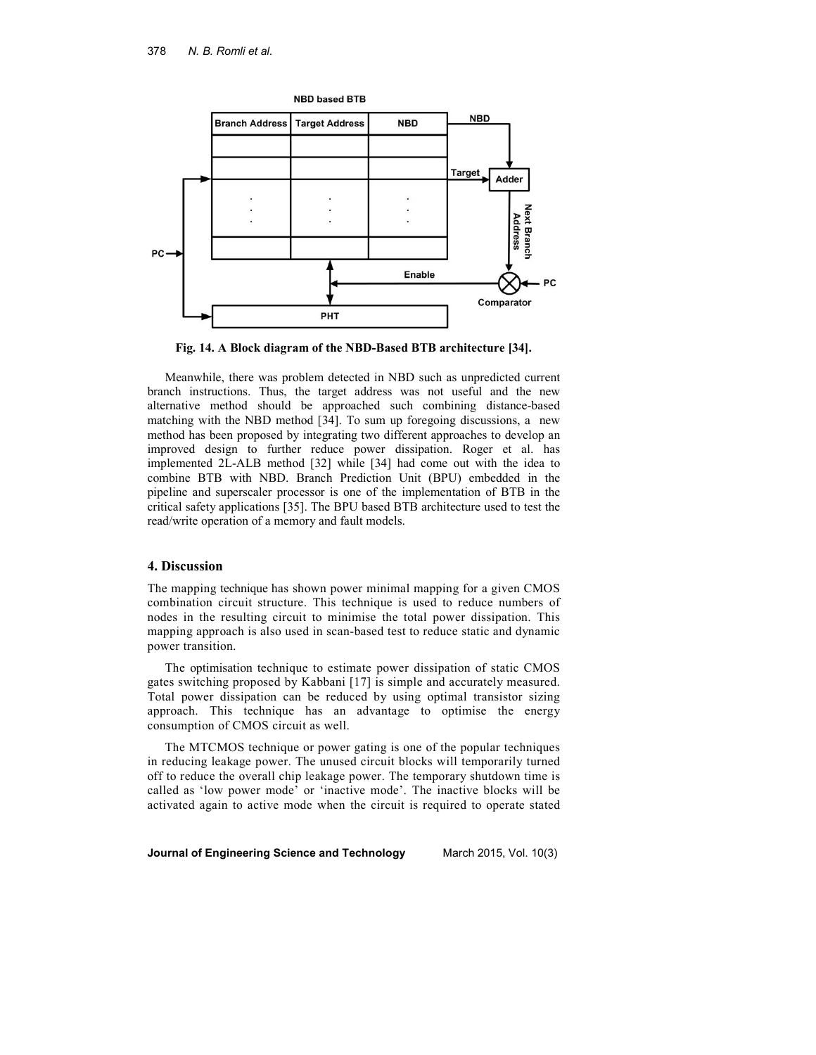Fig. 14. A Block diagram of the NBD-Based BTB architecture [34].

Meanwhile, there was problem detected in NBD such as unpredicted current branch instructions. Thus, the target address was not useful and the new alternative method should be approached such combining distance-based matching with the NBD method [34]. To sum up foregoing discussions, a new method has been proposed by integrating two different approaches to develop an improved design to further reduce power dissipation. Roger et al. has implemented 2L-ALB method [32] while [34] had come out with the idea to combine BTB with NBD. Branch Prediction Unit (BPU) embedded in the pipeline and superscaler processor is one of the implementation of BTB in the critical safety applications [35]. The BPU based BTB architecture used to test the read/write operation of a memory and fault models.

## 4. Discussion

The mapping technique has shown power minimal mapping for a given CMOS combination circuit structure. This technique is used to reduce numbers of nodes in the resulting circuit to minimise the total power dissipation. This mapping approach is also used in scan-based test to reduce static and dynamic power transition.

The optimisation technique to estimate power dissipation of static CMOS gates switching proposed by Kabbani [17] is simple and accurately measured. Total power dissipation can be reduced by using optimal transistor sizing approach. This technique has an advantage to optimise the energy consumption of CMOS circuit as well.

The MTCMOS technique or power gating is one of the popular techniques in reducing leakage power. The unused circuit blocks will temporarily turned off to reduce the overall chip leakage power. The temporary shutdown time is called as 'low power mode' or 'inactive mode'. The inactive blocks will be activated again to active mode when the circuit is required to operate stated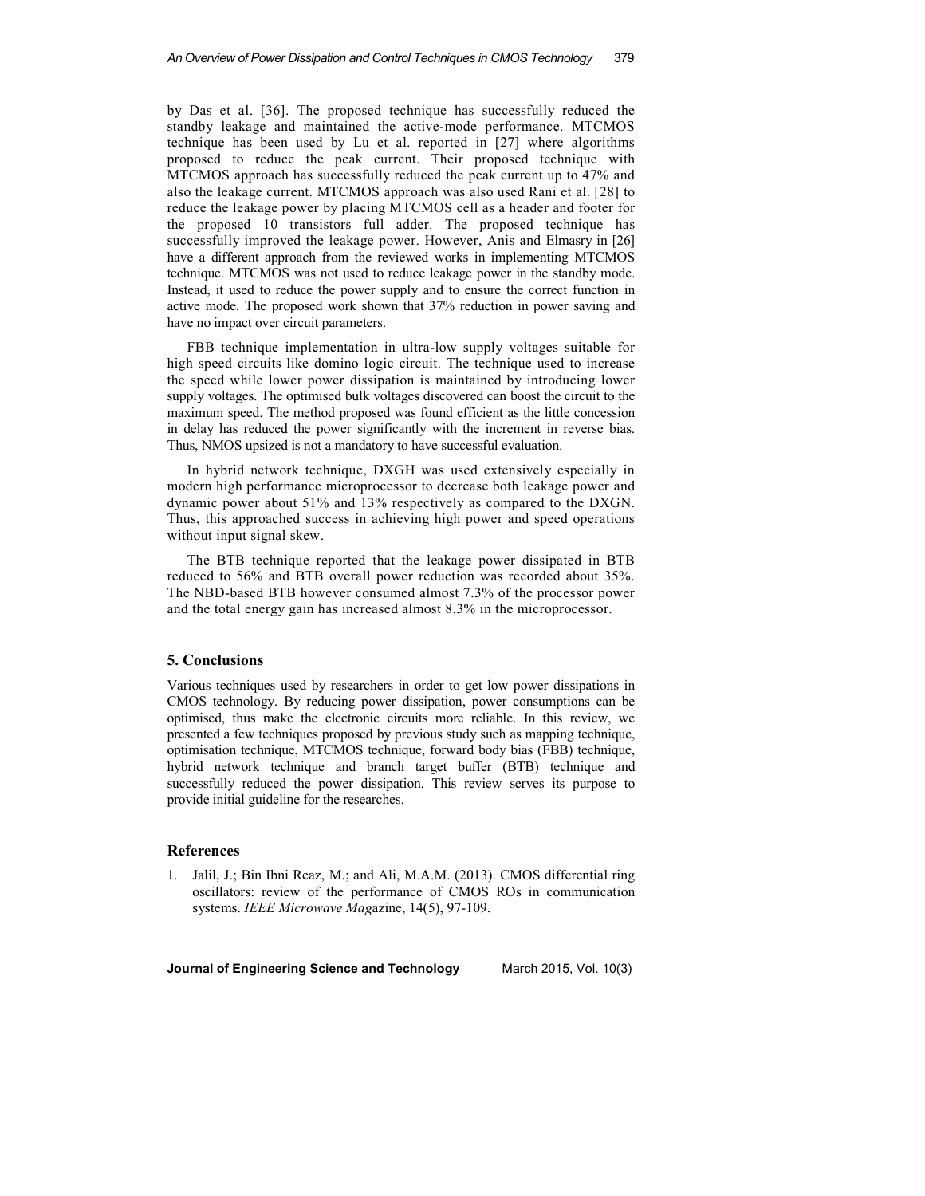by Das et al. [36]. The proposed technique has successfully reduced the standby leakage and maintained the active-mode performance. MTCMOS technique has been used by Lu et al. reported in [27] where algorithms proposed to reduce the peak current. Their proposed technique with MTCMOS approach has successfully reduced the peak current up to 47% and also the leakage current. MTCMOS approach was also used Rani et al. [28] to reduce the leakage power by placing MTCMOS cell as a header and footer for the proposed 10 transistors full adder. The proposed technique has successfully improved the leakage power. However, Anis and Elmasry in [26] have a different approach from the reviewed works in implementing MTCMOS technique. MTCMOS was not used to reduce leakage power in the standby mode. Instead, it used to reduce the power supply and to ensure the correct function in active mode. The proposed work shown that 37% reduction in power saving and have no impact over circuit parameters.

FBB technique implementation in ultra-low supply voltages suitable for high speed circuits like domino logic circuit. The technique used to increase the speed while lower power dissipation is maintained by introducing lower supply voltages. The optimised bulk voltages discovered can boost the circuit to the maximum speed. The method proposed was found efficient as the little concession in delay has reduced the power significantly with the increment in reverse bias. Thus, NMOS upsized is not a mandatory to have successful evaluation.

In hybrid network technique, DXGH was used extensively especially in modern high performance microprocessor to decrease both leakage power and dynamic power about 51% and 13% respectively as compared to the DXGN. Thus, this approached success in achieving high power and speed operations without input signal skew.

The BTB technique reported that the leakage power dissipated in BTB reduced to 56% and BTB overall power reduction was recorded about 35%. The NBD-based BTB however consumed almost 7.3% of the processor power and the total energy gain has increased almost 8.3% in the microprocessor.

## 5. Conclusions

Various techniques used by researchers in order to get low power dissipations in CMOS technology. By reducing power dissipation, power consumptions can be optimised, thus make the electronic circuits more reliable. In this review, we presented a few techniques proposed by previous study such as mapping technique, optimisation technique, MTCMOS technique, forward body bias (FBB) technique, hybrid network technique and branch target buffer (BTB) technique and successfully reduced the power dissipation. This review serves its purpose to provide initial guideline for the researches.

## References

1. Jalil, J.; Bin Ibni Reaz, M.; and Ali, M.A.M. (2013). CMOS differential ring oscillators: review of the performance of CMOS ROs in communication systems. *IEEE Microwave Mag*azine, 14(5), 97-109.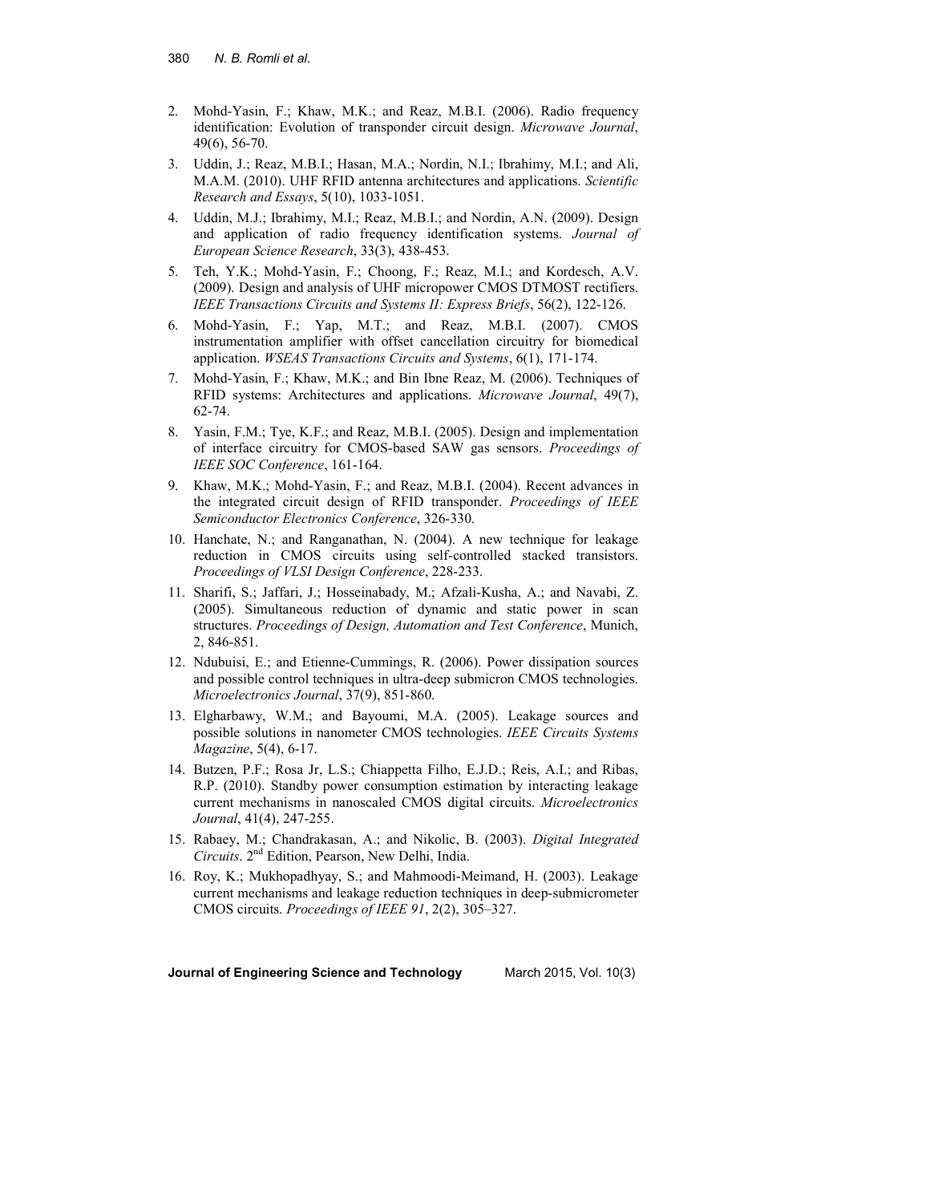2. Mohd-Yasin, F.; Khaw, M.K.; and Reaz, M.B.I. (2006). Radio frequency identification: Evolution of transponder circuit design. *Microwave Journal*, 49(6), 56-70.
3. Uddin, J.; Reaz, M.B.I.; Hasan, M.A.; Nordin, N.I.; Ibrahimy, M.I.; and Ali, M.A.M. (2010). UHF RFID antenna architectures and applications. *Scientific Research and Essays*, 5(10), 1033-1051.
4. Uddin, M.J.; Ibrahimy, M.I.; Reaz, M.B.I.; and Nordin, A.N. (2009). Design and application of radio frequency identification systems. *Journal of European Science Research*, 33(3), 438-453.
5. Teh, Y.K.; Mohd-Yasin, F.; Choong, F.; Reaz, M.I.; and Kordesch, A.V. (2009). Design and analysis of UHF micropower CMOS DTMOST rectifiers. *IEEE Transactions Circuits and Systems II: Express Briefs*, 56(2), 122-126.
6. Mohd-Yasin, F.; Yap, M.T.; and Reaz, M.B.I. (2007). CMOS instrumentation amplifier with offset cancellation circuitry for biomedical application. *WSEAS Transactions Circuits and Systems*, 6(1), 171-174.
7. Mohd-Yasin, F.; Khaw, M.K.; and Bin Ibne Reaz, M. (2006). Techniques of RFID systems: Architectures and applications. *Microwave Journal*, 49(7), 62-74.
8. Yasin, F.M.; Tye, K.F.; and Reaz, M.B.I. (2005). Design and implementation of interface circuitry for CMOS-based SAW gas sensors. *Proceedings of IEEE SOC Conference*, 161-164.
9. Khaw, M.K.; Mohd-Yasin, F.; and Reaz, M.B.I. (2004). Recent advances in the integrated circuit design of RFID transponder. *Proceedings of IEEE Semiconductor Electronics Conference*, 326-330.
10. Hanchate, N.; and Ranganathan, N. (2004). A new technique for leakage reduction in CMOS circuits using self-controlled stacked transistors. *Proceedings of VLSI Design Conference*, 228-233.
11. Sharifi, S.; Jaffari, J.; Hosseinabady, M.; Afzali-Kusha, A.; and Navabi, Z. (2005). Simultaneous reduction of dynamic and static power in scan structures. *Proceedings of Design, Automation and Test Conference*, Munich, 2, 846-851.
12. Ndubuisi, E.; and Etienne-Cummings, R. (2006). Power dissipation sources and possible control techniques in ultra-deep submicron CMOS technologies. *Microelectronics Journal*, 37(9), 851-860.
13. Elgharbawy, W.M.; and Bayoumi, M.A. (2005). Leakage sources and possible solutions in nanometer CMOS technologies. *IEEE Circuits Systems Magazine*, 5(4), 6-17.
14. Butzen, P.F.; Rosa Jr, L.S.; Chiappetta Filho, E.J.D.; Reis, A.I.; and Ribas, R.P. (2010). Standby power consumption estimation by interacting leakage current mechanisms in nanoscaled CMOS digital circuits. *Microelectronics Journal*, 41(4), 247-255.
15. Rabaey, M.; Chandrakasan, A.; and Nikolic, B. (2003). *Digital Integrated Circuits*. 2nd Edition, Pearson, New Delhi, India.
16. Roy, K.; Mukhopadhyay, S.; and Mahmoodi-Meimand, H. (2003). Leakage current mechanisms and leakage reduction techniques in deep-submicrometer CMOS circuits. *Proceedings of IEEE 91*, 2(2), 305–327.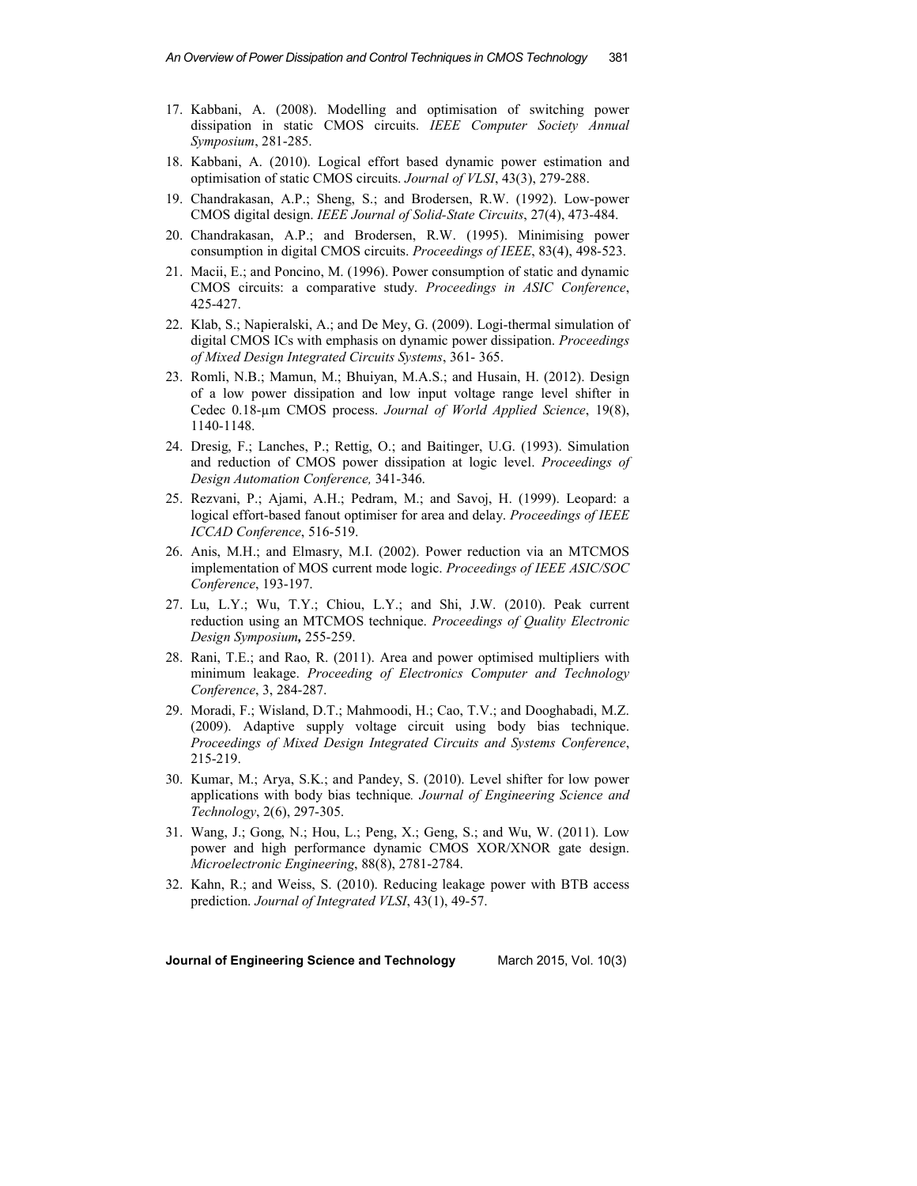17. Kabbani, A. (2008). Modelling and optimisation of switching power dissipation in static CMOS circuits. *IEEE Computer Society Annual Symposium*, 281-285.
18. Kabbani, A. (2010). Logical effort based dynamic power estimation and optimisation of static CMOS circuits. *Journal of VLSI*, 43(3), 279-288.
19. Chandrakasan, A.P.; Sheng, S.; and Brodersen, R.W. (1992). Low-power CMOS digital design. *IEEE Journal of Solid-State Circuits*, 27(4), 473-484.
20. Chandrakasan, A.P.; and Brodersen, R.W. (1995). Minimising power consumption in digital CMOS circuits. *Proceedings of IEEE*, 83(4), 498-523.
21. Macii, E.; and Poncino, M. (1996). Power consumption of static and dynamic CMOS circuits: a comparative study. *Proceedings in ASIC Conference*, 425-427.
22. Klab, S.; Napieralski, A.; and De Mey, G. (2009). Logi-thermal simulation of digital CMOS ICs with emphasis on dynamic power dissipation. *Proceedings of Mixed Design Integrated Circuits Systems*, 361- 365.
23. Romli, N.B.; Mamun, M.; Bhuiyan, M.A.S.; and Husain, H. (2012). Design of a low power dissipation and low input voltage range level shifter in Cedec 0.18-μm CMOS process. *Journal of World Applied Science*, 19(8), 1140-1148.
24. Dresig, F.; Lanches, P.; Rettig, O.; and Baitinger, U.G. (1993). Simulation and reduction of CMOS power dissipation at logic level. *Proceedings of Design Automation Conference,* 341-346.
25. Rezvani, P.; Ajami, A.H.; Pedram, M.; and Savoj, H. (1999). Leopard: a logical effort-based fanout optimiser for area and delay. *Proceedings of IEEE ICCAD Conference*, 516-519.
26. Anis, M.H.; and Elmasry, M.I. (2002). Power reduction via an MTCMOS implementation of MOS current mode logic. *Proceedings of IEEE ASIC/SOC Conference*, 193-197.
27. Lu, L.Y.; Wu, T.Y.; Chiou, L.Y.; and Shi, J.W. (2010). Peak current reduction using an MTCMOS technique. *Proceedings of Quality Electronic Design Symposium***,** 255-259.
28. Rani, T.E.; and Rao, R. (2011). Area and power optimised multipliers with minimum leakage. *Proceeding of Electronics Computer and Technology Conference*, 3, 284-287.
29. Moradi, F.; Wisland, D.T.; Mahmoodi, H.; Cao, T.V.; and Dooghabadi, M.Z. (2009). Adaptive supply voltage circuit using body bias technique. *Proceedings of Mixed Design Integrated Circuits and Systems Conference*, 215-219.
30. Kumar, M.; Arya, S.K.; and Pandey, S. (2010). Level shifter for low power applications with body bias technique*. Journal of Engineering Science and Technology*, 2(6), 297-305.
31. Wang, J.; Gong, N.; Hou, L.; Peng, X.; Geng, S.; and Wu, W. (2011). Low power and high performance dynamic CMOS XOR/XNOR gate design. *Microelectronic Engineering*, 88(8), 2781-2784.
32. Kahn, R.; and Weiss, S. (2010). Reducing leakage power with BTB access prediction. *Journal of Integrated VLSI*, 43(1), 49-57.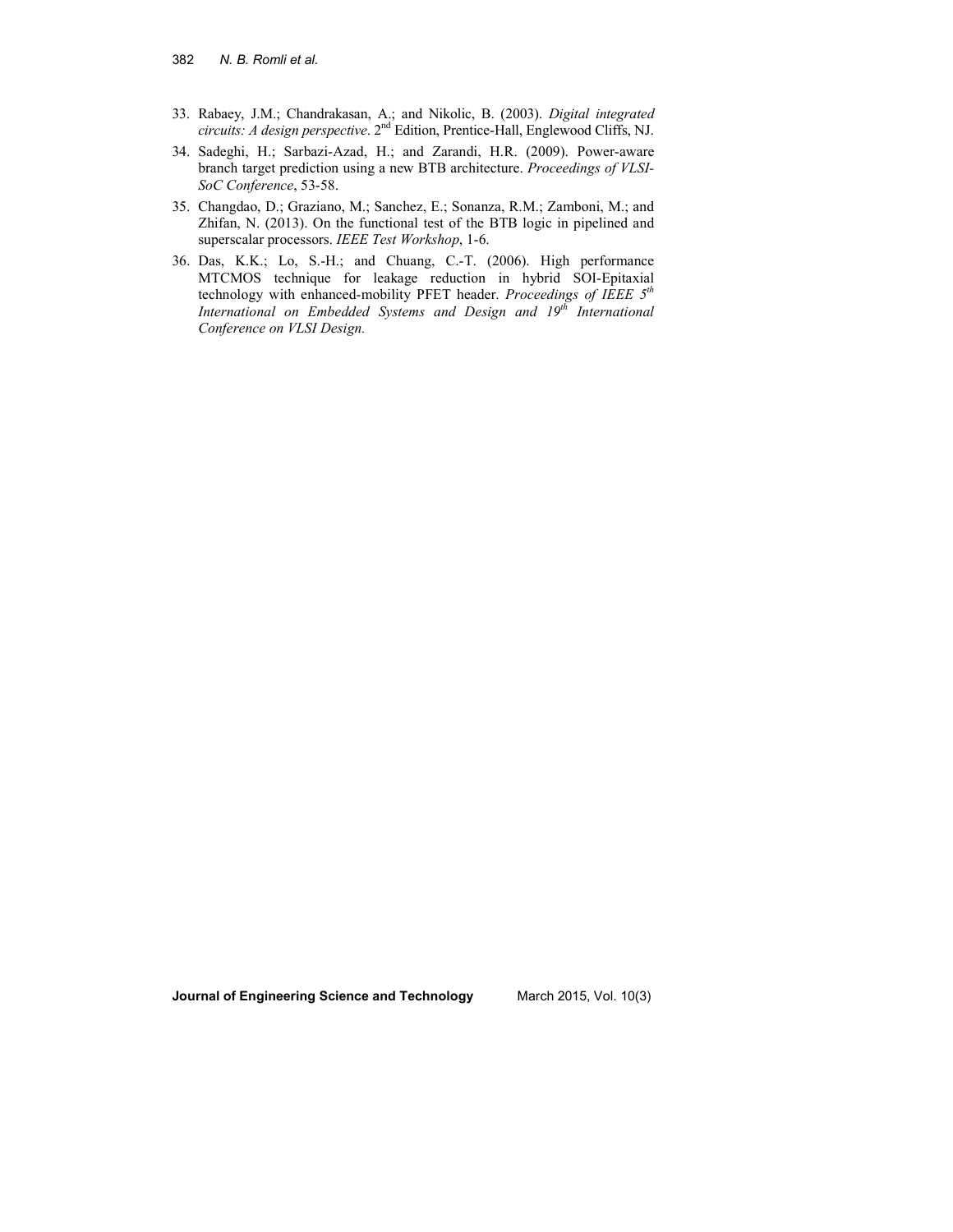33. Rabaey, J.M.; Chandrakasan, A.; and Nikolic, B. (2003). *Digital integrated circuits: A design perspective*. 2nd Edition, Prentice-Hall, Englewood Cliffs, NJ.
34. Sadeghi, H.; Sarbazi-Azad, H.; and Zarandi, H.R. (2009). Power-aware branch target prediction using a new BTB architecture. *Proceedings of VLSI-SoC Conference*, 53-58.
35. Changdao, D.; Graziano, M.; Sanchez, E.; Sonanza, R.M.; Zamboni, M.; and Zhifan, N. (2013). On the functional test of the BTB logic in pipelined and superscalar processors. *IEEE Test Workshop*, 1-6.
36. Das, K.K.; Lo, S.-H.; and Chuang, C.-T. (2006). High performance MTCMOS technique for leakage reduction in hybrid SOI-Epitaxial technology with enhanced-mobility PFET header. *Proceedings of IEEE 5th International on Embedded Systems and Design and 19th International Conference on VLSI Design.*